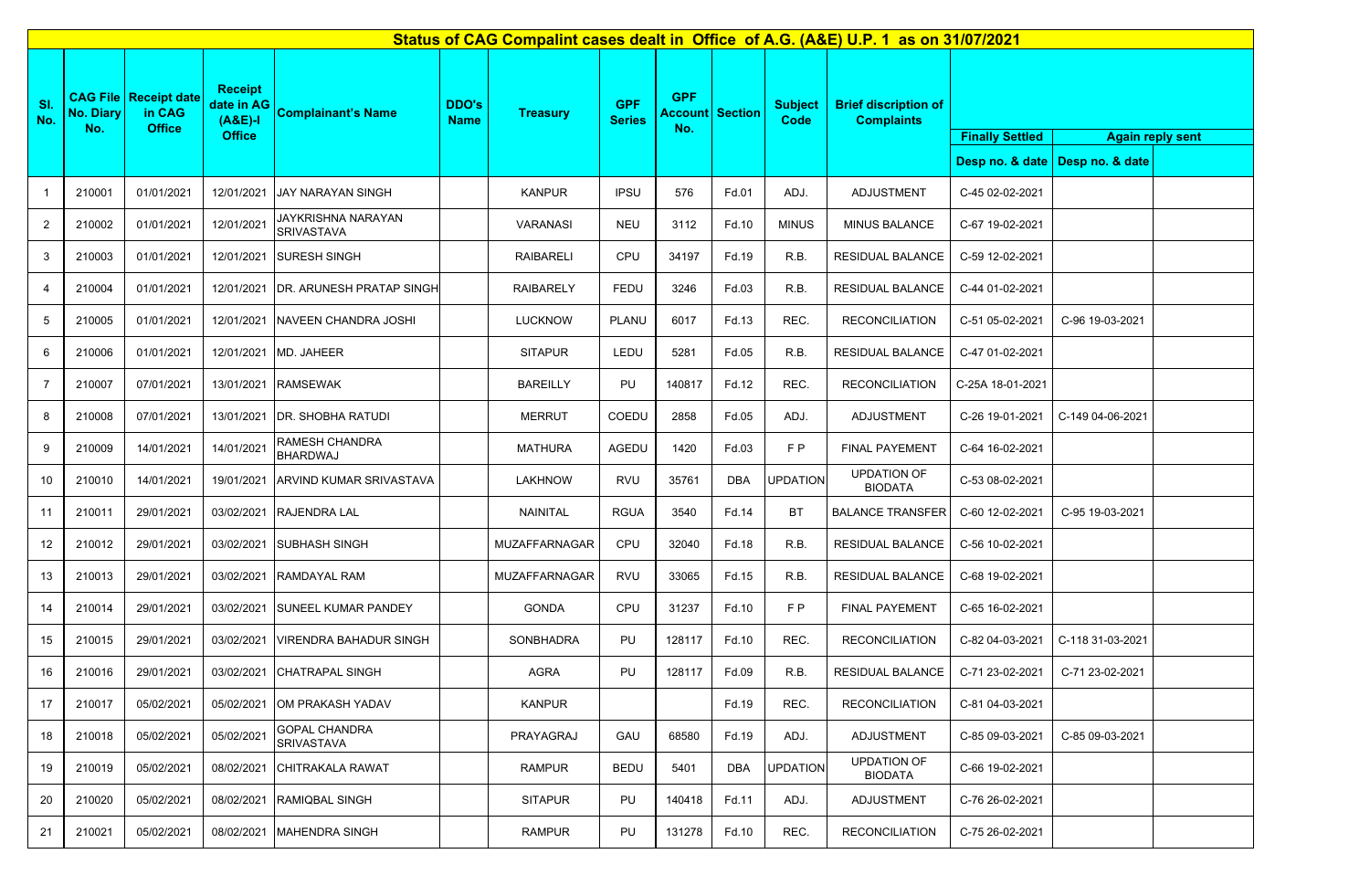## Status of CAG Compalint cases dealt in Office of A.G. (A&E) U.P. 1 as on 31/07/2021

| Sl. No. | CAG File No. Diary No. | Receipt date in CAG Office | Receipt date in AG (A&E)-I Office | Complainant's Name | DDO's Name | Treasury | GPF Series | GPF Account No. | Section | Subject Code | Brief discription of Complaints | Finally Settled | Again reply sent | |
|---|---|---|---|---|---|---|---|---|---|---|---|---|---|---|
| | | | | | | | | | | | | Desp no. & date | Desp no. & date | |
| 1 | 210001 | 01/01/2021 | 12/01/2021 | JAY NARAYAN SINGH | | KANPUR | IPSU | 576 | Fd.01 | ADJ. | ADJUSTMENT | C-45 02-02-2021 | | |
| 2 | 210002 | 01/01/2021 | 12/01/2021 | JAYKRISHNA NARAYAN SRIVASTAVA | | VARANASI | NEU | 3112 | Fd.10 | MINUS | MINUS BALANCE | C-67 19-02-2021 | | |
| 3 | 210003 | 01/01/2021 | 12/01/2021 | SURESH SINGH | | RAIBARELI | CPU | 34197 | Fd.19 | R.B. | RESIDUAL BALANCE | C-59 12-02-2021 | | |
| 4 | 210004 | 01/01/2021 | 12/01/2021 | DR. ARUNESH PRATAP SINGH | | RAIBARELY | FEDU | 3246 | Fd.03 | R.B. | RESIDUAL BALANCE | C-44 01-02-2021 | | |
| 5 | 210005 | 01/01/2021 | 12/01/2021 | NAVEEN CHANDRA JOSHI | | LUCKNOW | PLANU | 6017 | Fd.13 | REC. | RECONCILIATION | C-51 05-02-2021 | C-96 19-03-2021 | |
| 6 | 210006 | 01/01/2021 | 12/01/2021 | MD. JAHEER | | SITAPUR | LEDU | 5281 | Fd.05 | R.B. | RESIDUAL BALANCE | C-47 01-02-2021 | | |
| 7 | 210007 | 07/01/2021 | 13/01/2021 | RAMSEWAK | | BAREILLY | PU | 140817 | Fd.12 | REC. | RECONCILIATION | C-25A 18-01-2021 | | |
| 8 | 210008 | 07/01/2021 | 13/01/2021 | DR. SHOBHA RATUDI | | MERRUT | COEDU | 2858 | Fd.05 | ADJ. | ADJUSTMENT | C-26 19-01-2021 | C-149 04-06-2021 | |
| 9 | 210009 | 14/01/2021 | 14/01/2021 | RAMESH CHANDRA BHARDWAJ | | MATHURA | AGEDU | 1420 | Fd.03 | F P | FINAL PAYEMENT | C-64 16-02-2021 | | |
| 10 | 210010 | 14/01/2021 | 19/01/2021 | ARVIND KUMAR SRIVASTAVA | | LAKHNOW | RVU | 35761 | DBA | UPDATION | UPDATION OF BIODATA | C-53 08-02-2021 | | |
| 11 | 210011 | 29/01/2021 | 03/02/2021 | RAJENDRA LAL | | NAINITAL | RGUA | 3540 | Fd.14 | BT | BALANCE TRANSFER | C-60 12-02-2021 | C-95 19-03-2021 | |
| 12 | 210012 | 29/01/2021 | 03/02/2021 | SUBHASH SINGH | | MUZAFFARNAGAR | CPU | 32040 | Fd.18 | R.B. | RESIDUAL BALANCE | C-56 10-02-2021 | | |
| 13 | 210013 | 29/01/2021 | 03/02/2021 | RAMDAYAL RAM | | MUZAFFARNAGAR | RVU | 33065 | Fd.15 | R.B. | RESIDUAL BALANCE | C-68 19-02-2021 | | |
| 14 | 210014 | 29/01/2021 | 03/02/2021 | SUNEEL KUMAR PANDEY | | GONDA | CPU | 31237 | Fd.10 | F P | FINAL PAYEMENT | C-65 16-02-2021 | | |
| 15 | 210015 | 29/01/2021 | 03/02/2021 | VIRENDRA BAHADUR SINGH | | SONBHADRA | PU | 128117 | Fd.10 | REC. | RECONCILIATION | C-82 04-03-2021 | C-118 31-03-2021 | |
| 16 | 210016 | 29/01/2021 | 03/02/2021 | CHATRAPAL SINGH | | AGRA | PU | 128117 | Fd.09 | R.B. | RESIDUAL BALANCE | C-71 23-02-2021 | C-71 23-02-2021 | |
| 17 | 210017 | 05/02/2021 | 05/02/2021 | OM PRAKASH YADAV | | KANPUR | | | Fd.19 | REC. | RECONCILIATION | C-81 04-03-2021 | | |
| 18 | 210018 | 05/02/2021 | 05/02/2021 | GOPAL CHANDRA SRIVASTAVA | | PRAYAGRAJ | GAU | 68580 | Fd.19 | ADJ. | ADJUSTMENT | C-85 09-03-2021 | C-85 09-03-2021 | |
| 19 | 210019 | 05/02/2021 | 08/02/2021 | CHITRAKALA RAWAT | | RAMPUR | BEDU | 5401 | DBA | UPDATION | UPDATION OF BIODATA | C-66 19-02-2021 | | |
| 20 | 210020 | 05/02/2021 | 08/02/2021 | RAMIQBAL SINGH | | SITAPUR | PU | 140418 | Fd.11 | ADJ. | ADJUSTMENT | C-76 26-02-2021 | | |
| 21 | 210021 | 05/02/2021 | 08/02/2021 | MAHENDRA SINGH | | RAMPUR | PU | 131278 | Fd.10 | REC. | RECONCILIATION | C-75 26-02-2021 | | |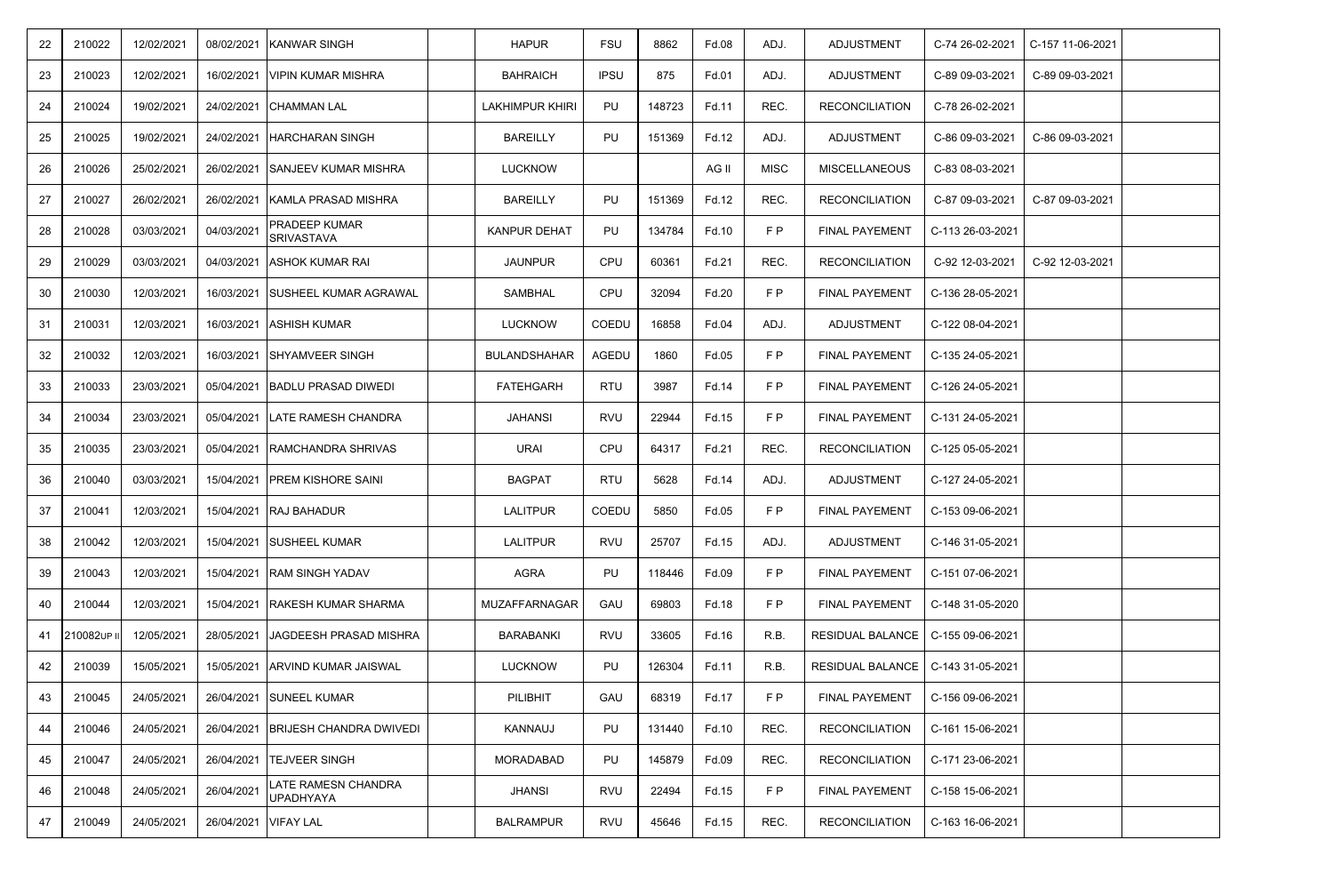| | | | | | | | | | | | | | | |
|---|---|---|---|---|---|---|---|---|---|---|---|---|---|---|
| 22 | 210022 | 12/02/2021 | 08/02/2021 | KANWAR SINGH | | HAPUR | FSU | 8862 | Fd.08 | ADJ. | ADJUSTMENT | C-74 26-02-2021 | C-157 11-06-2021 | |
| 23 | 210023 | 12/02/2021 | 16/02/2021 | VIPIN KUMAR MISHRA | | BAHRAICH | IPSU | 875 | Fd.01 | ADJ. | ADJUSTMENT | C-89 09-03-2021 | C-89 09-03-2021 | |
| 24 | 210024 | 19/02/2021 | 24/02/2021 | CHAMMAN LAL | | LAKHIMPUR KHIRI | PU | 148723 | Fd.11 | REC. | RECONCILIATION | C-78 26-02-2021 | | |
| 25 | 210025 | 19/02/2021 | 24/02/2021 | HARCHARAN SINGH | | BAREILLY | PU | 151369 | Fd.12 | ADJ. | ADJUSTMENT | C-86 09-03-2021 | C-86 09-03-2021 | |
| 26 | 210026 | 25/02/2021 | 26/02/2021 | SANJEEV KUMAR MISHRA | | LUCKNOW | | | AG II | MISC | MISCELLANEOUS | C-83 08-03-2021 | | |
| 27 | 210027 | 26/02/2021 | 26/02/2021 | KAMLA PRASAD MISHRA | | BAREILLY | PU | 151369 | Fd.12 | REC. | RECONCILIATION | C-87 09-03-2021 | C-87 09-03-2021 | |
| 28 | 210028 | 03/03/2021 | 04/03/2021 | PRADEEP KUMAR SRIVASTAVA | | KANPUR DEHAT | PU | 134784 | Fd.10 | F P | FINAL PAYEMENT | C-113 26-03-2021 | | |
| 29 | 210029 | 03/03/2021 | 04/03/2021 | ASHOK KUMAR RAI | | JAUNPUR | CPU | 60361 | Fd.21 | REC. | RECONCILIATION | C-92 12-03-2021 | C-92 12-03-2021 | |
| 30 | 210030 | 12/03/2021 | 16/03/2021 | SUSHEEL KUMAR AGRAWAL | | SAMBHAL | CPU | 32094 | Fd.20 | F P | FINAL PAYEMENT | C-136 28-05-2021 | | |
| 31 | 210031 | 12/03/2021 | 16/03/2021 | ASHISH KUMAR | | LUCKNOW | COEDU | 16858 | Fd.04 | ADJ. | ADJUSTMENT | C-122 08-04-2021 | | |
| 32 | 210032 | 12/03/2021 | 16/03/2021 | SHYAMVEER SINGH | | BULANDSHAHAR | AGEDU | 1860 | Fd.05 | F P | FINAL PAYEMENT | C-135 24-05-2021 | | |
| 33 | 210033 | 23/03/2021 | 05/04/2021 | BADLU PRASAD DIWEDI | | FATEHGARH | RTU | 3987 | Fd.14 | F P | FINAL PAYEMENT | C-126 24-05-2021 | | |
| 34 | 210034 | 23/03/2021 | 05/04/2021 | LATE RAMESH CHANDRA | | JAHANSI | RVU | 22944 | Fd.15 | F P | FINAL PAYEMENT | C-131 24-05-2021 | | |
| 35 | 210035 | 23/03/2021 | 05/04/2021 | RAMCHANDRA SHRIVAS | | URAI | CPU | 64317 | Fd.21 | REC. | RECONCILIATION | C-125 05-05-2021 | | |
| 36 | 210040 | 03/03/2021 | 15/04/2021 | PREM KISHORE SAINI | | BAGPAT | RTU | 5628 | Fd.14 | ADJ. | ADJUSTMENT | C-127 24-05-2021 | | |
| 37 | 210041 | 12/03/2021 | 15/04/2021 | RAJ BAHADUR | | LALITPUR | COEDU | 5850 | Fd.05 | F P | FINAL PAYEMENT | C-153 09-06-2021 | | |
| 38 | 210042 | 12/03/2021 | 15/04/2021 | SUSHEEL KUMAR | | LALITPUR | RVU | 25707 | Fd.15 | ADJ. | ADJUSTMENT | C-146 31-05-2021 | | |
| 39 | 210043 | 12/03/2021 | 15/04/2021 | RAM SINGH YADAV | | AGRA | PU | 118446 | Fd.09 | F P | FINAL PAYEMENT | C-151 07-06-2021 | | |
| 40 | 210044 | 12/03/2021 | 15/04/2021 | RAKESH KUMAR SHARMA | | MUZAFFARNAGAR | GAU | 69803 | Fd.18 | F P | FINAL PAYEMENT | C-148 31-05-2020 | | |
| 41 | 210082UP II | 12/05/2021 | 28/05/2021 | JAGDEESH PRASAD MISHRA | | BARABANKI | RVU | 33605 | Fd.16 | R.B. | RESIDUAL BALANCE | C-155 09-06-2021 | | |
| 42 | 210039 | 15/05/2021 | 15/05/2021 | ARVIND KUMAR JAISWAL | | LUCKNOW | PU | 126304 | Fd.11 | R.B. | RESIDUAL BALANCE | C-143 31-05-2021 | | |
| 43 | 210045 | 24/05/2021 | 26/04/2021 | SUNEEL KUMAR | | PILIBHIT | GAU | 68319 | Fd.17 | F P | FINAL PAYEMENT | C-156 09-06-2021 | | |
| 44 | 210046 | 24/05/2021 | 26/04/2021 | BRIJESH CHANDRA DWIVEDI | | KANNAUJ | PU | 131440 | Fd.10 | REC. | RECONCILIATION | C-161 15-06-2021 | | |
| 45 | 210047 | 24/05/2021 | 26/04/2021 | TEJVEER SINGH | | MORADABAD | PU | 145879 | Fd.09 | REC. | RECONCILIATION | C-171 23-06-2021 | | |
| 46 | 210048 | 24/05/2021 | 26/04/2021 | LATE RAMESN CHANDRA UPADHYAYA | | JHANSI | RVU | 22494 | Fd.15 | F P | FINAL PAYEMENT | C-158 15-06-2021 | | |
| 47 | 210049 | 24/05/2021 | 26/04/2021 | VIFAY LAL | | BALRAMPUR | RVU | 45646 | Fd.15 | REC. | RECONCILIATION | C-163 16-06-2021 | | |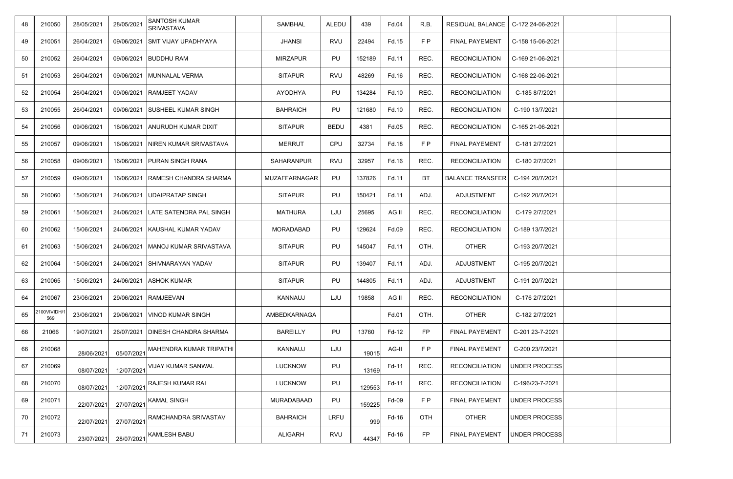| | | | | | | | | | | | | | | | |
|---|---|---|---|---|---|---|---|---|---|---|---|---|---|---|---|
| 48 | 210050 | 28/05/2021 | 28/05/2021 | SANTOSH KUMAR SRIVASTAVA | | SAMBHAL | ALEDU | 439 | Fd.04 | R.B. | RESIDUAL BALANCE | C-172 24-06-2021 | | |
| 49 | 210051 | 26/04/2021 | 09/06/2021 | SMT VIJAY UPADHYAYA | | JHANSI | RVU | 22494 | Fd.15 | F P | FINAL PAYEMENT | C-158 15-06-2021 | | |
| 50 | 210052 | 26/04/2021 | 09/06/2021 | BUDDHU RAM | | MIRZAPUR | PU | 152189 | Fd.11 | REC. | RECONCILIATION | C-169 21-06-2021 | | |
| 51 | 210053 | 26/04/2021 | 09/06/2021 | MUNNALAL VERMA | | SITAPUR | RVU | 48269 | Fd.16 | REC. | RECONCILIATION | C-168 22-06-2021 | | |
| 52 | 210054 | 26/04/2021 | 09/06/2021 | RAMJEET YADAV | | AYODHYA | PU | 134284 | Fd.10 | REC. | RECONCILIATION | C-185 8/7/2021 | | |
| 53 | 210055 | 26/04/2021 | 09/06/2021 | SUSHEEL KUMAR SINGH | | BAHRAICH | PU | 121680 | Fd.10 | REC. | RECONCILIATION | C-190 13/7/2021 | | |
| 54 | 210056 | 09/06/2021 | 16/06/2021 | ANURUDH KUMAR DIXIT | | SITAPUR | BEDU | 4381 | Fd.05 | REC. | RECONCILIATION | C-165 21-06-2021 | | |
| 55 | 210057 | 09/06/2021 | 16/06/2021 | NIREN KUMAR SRIVASTAVA | | MERRUT | CPU | 32734 | Fd.18 | F P | FINAL PAYEMENT | C-181 2/7/2021 | | |
| 56 | 210058 | 09/06/2021 | 16/06/2021 | PURAN SINGH RANA | | SAHARANPUR | RVU | 32957 | Fd.16 | REC. | RECONCILIATION | C-180 2/7/2021 | | |
| 57 | 210059 | 09/06/2021 | 16/06/2021 | RAMESH CHANDRA SHARMA | | MUZAFFARNAGAR | PU | 137826 | Fd.11 | BT | BALANCE TRANSFER | C-194 20/7/2021 | | |
| 58 | 210060 | 15/06/2021 | 24/06/2021 | UDAIPRATAP SINGH | | SITAPUR | PU | 150421 | Fd.11 | ADJ. | ADJUSTMENT | C-192 20/7/2021 | | |
| 59 | 210061 | 15/06/2021 | 24/06/2021 | LATE SATENDRA PAL SINGH | | MATHURA | LJU | 25695 | AG II | REC. | RECONCILIATION | C-179 2/7/2021 | | |
| 60 | 210062 | 15/06/2021 | 24/06/2021 | KAUSHAL KUMAR YADAV | | MORADABAD | PU | 129624 | Fd.09 | REC. | RECONCILIATION | C-189 13/7/2021 | | |
| 61 | 210063 | 15/06/2021 | 24/06/2021 | MANOJ KUMAR SRIVASTAVA | | SITAPUR | PU | 145047 | Fd.11 | OTH. | OTHER | C-193 20/7/2021 | | |
| 62 | 210064 | 15/06/2021 | 24/06/2021 | SHIVNARAYAN YADAV | | SITAPUR | PU | 139407 | Fd.11 | ADJ. | ADJUSTMENT | C-195 20/7/2021 | | |
| 63 | 210065 | 15/06/2021 | 24/06/2021 | ASHOK KUMAR | | SITAPUR | PU | 144805 | Fd.11 | ADJ. | ADJUSTMENT | C-191 20/7/2021 | | |
| 64 | 210067 | 23/06/2021 | 29/06/2021 | RAMJEEVAN | | KANNAUJ | LJU | 19858 | AG II | REC. | RECONCILIATION | C-176 2/7/2021 | | |
| 65 | 2100VIVIDH/1 569 | 23/06/2021 | 29/06/2021 | VINOD KUMAR SINGH | | AMBEDKARNAGA | | | Fd.01 | OTH. | OTHER | C-182 2/7/2021 | | |
| 66 | 21066 | 19/07/2021 | 26/07/2021 | DINESH CHANDRA SHARMA | | BAREILLY | PU | 13760 | Fd-12 | FP | FINAL PAYEMENT | C-201 23-7-2021 | | |
| 66 | 210068 | 28/06/2021 | 05/07/2021 | MAHENDRA KUMAR TRIPATHI | | KANNAUJ | LJU | 19015 | AG-II | F P | FINAL PAYEMENT | C-200 23/7/2021 | | |
| 67 | 210069 | 08/07/2021 | 12/07/2021 | VIJAY KUMAR SANWAL | | LUCKNOW | PU | 13169 | Fd-11 | REC. | RECONCILIATION | UNDER PROCESS | | |
| 68 | 210070 | 08/07/2021 | 12/07/2021 | RAJESH KUMAR RAI | | LUCKNOW | PU | 129553 | Fd-11 | REC. | RECONCILIATION | C-196/23-7-2021 | | |
| 69 | 210071 | 22/07/2021 | 27/07/2021 | KAMAL SINGH | | MURADABAAD | PU | 159225 | Fd-09 | F P | FINAL PAYEMENT | UNDER PROCESS | | |
| 70 | 210072 | 22/07/2021 | 27/07/2021 | RAMCHANDRA SRIVASTAV | | BAHRAICH | LRFU | 999 | Fd-16 | OTH | OTHER | UNDER PROCESS | | |
| 71 | 210073 | 23/07/2021 | 28/07/2021 | KAMLESH BABU | | ALIGARH | RVU | 44347 | Fd-16 | FP | FINAL PAYEMENT | UNDER PROCESS | | |